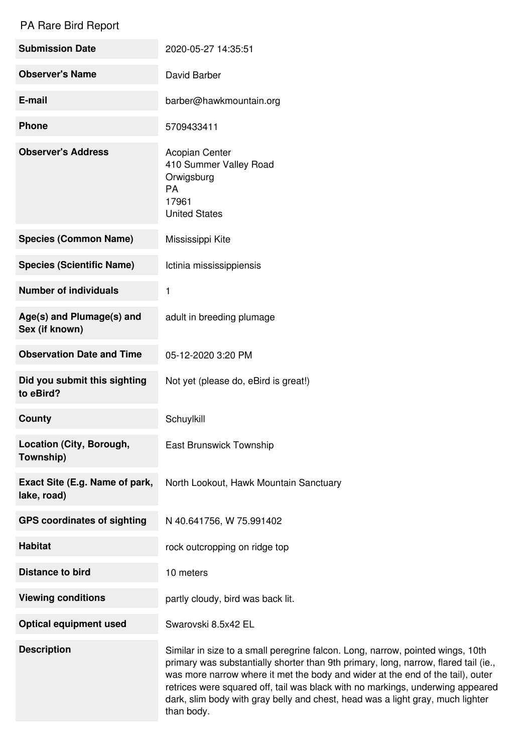# PA Rare Bird Report

| | |
|---|---|
| **Submission Date** | 2020-05-27 14:35:51 |
| **Observer's Name** | David Barber |
| **E-mail** | barber@hawkmountain.org |
| **Phone** | 5709433411 |
| **Observer's Address** | Acopian Center<br>410 Summer Valley Road<br>Orwigsburg<br>PA<br>17961<br>United States |
| **Species (Common Name)** | Mississippi Kite |
| **Species (Scientific Name)** | Ictinia mississippiensis |
| **Number of individuals** | 1 |
| **Age(s) and Plumage(s) and Sex (if known)** | adult in breeding plumage |
| **Observation Date and Time** | 05-12-2020 3:20 PM |
| **Did you submit this sighting to eBird?** | Not yet (please do, eBird is great!) |
| **County** | Schuylkill |
| **Location (City, Borough, Township)** | East Brunswick Township |
| **Exact Site (E.g. Name of park, lake, road)** | North Lookout, Hawk Mountain Sanctuary |
| **GPS coordinates of sighting** | N 40.641756, W 75.991402 |
| **Habitat** | rock outcropping on ridge top |
| **Distance to bird** | 10 meters |
| **Viewing conditions** | partly cloudy, bird was back lit. |
| **Optical equipment used** | Swarovski 8.5x42 EL |
| **Description** | Similar in size to a small peregrine falcon. Long, narrow, pointed wings, 10th primary was substantially shorter than 9th primary, long, narrow, flared tail (ie., was more narrow where it met the body and wider at the end of the tail), outer retrices were squared off, tail was black with no markings, underwing appeared dark, slim body with gray belly and chest, head was a light gray, much lighter than body. |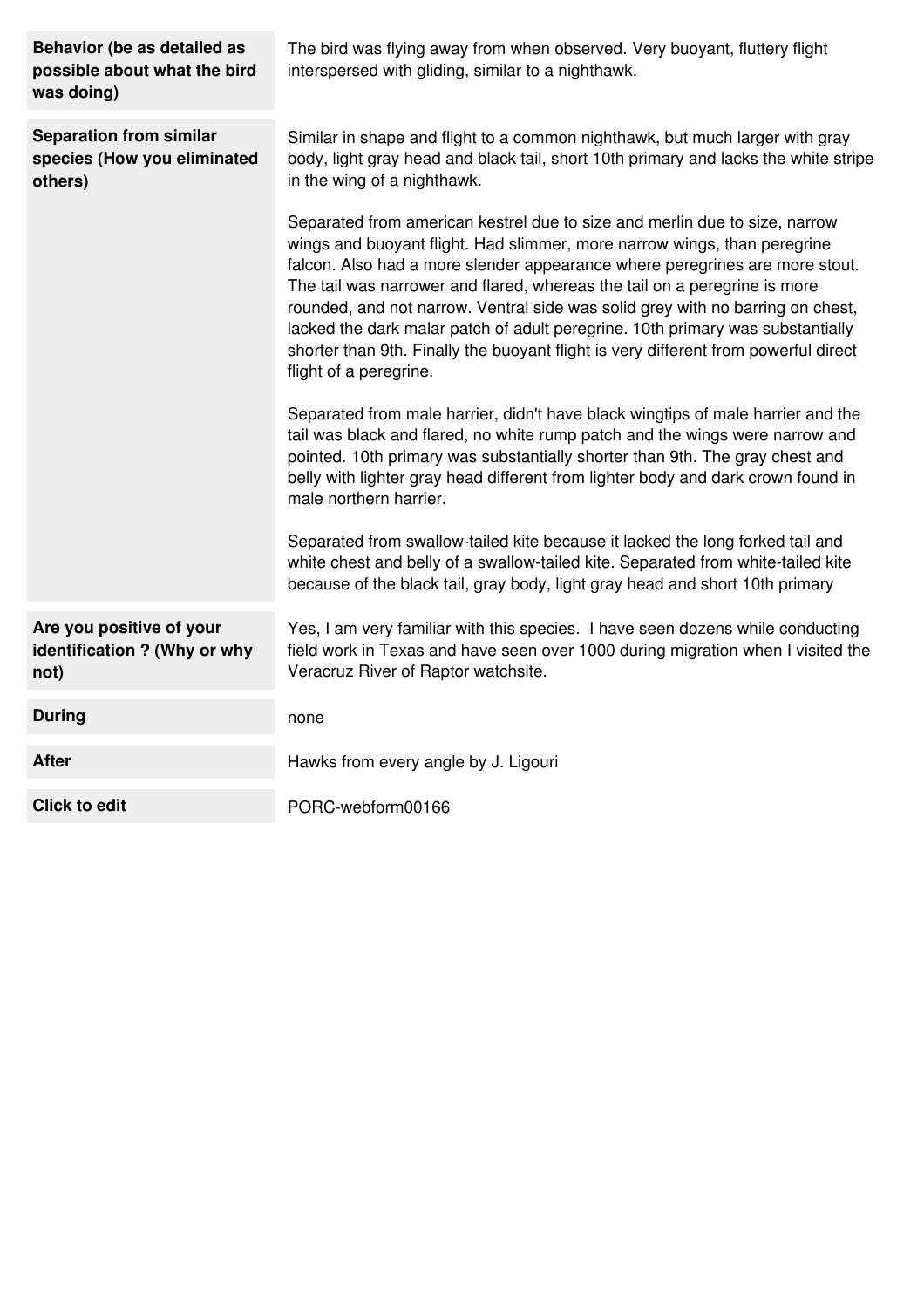| | |
|---|---|
| **Behavior (be as detailed as possible about what the bird was doing)** | The bird was flying away from when observed. Very buoyant, fluttery flight interspersed with gliding, similar to a nighthawk. |
| **Separation from similar species (How you eliminated others)** | Similar in shape and flight to a common nighthawk, but much larger with gray body, light gray head and black tail, short 10th primary and lacks the white stripe in the wing of a nighthawk.<br><br>Separated from american kestrel due to size and merlin due to size, narrow wings and buoyant flight. Had slimmer, more narrow wings, than peregrine falcon. Also had a more slender appearance where peregrines are more stout. The tail was narrower and flared, whereas the tail on a peregrine is more rounded, and not narrow. Ventral side was solid grey with no barring on chest, lacked the dark malar patch of adult peregrine. 10th primary was substantially shorter than 9th. Finally the buoyant flight is very different from powerful direct flight of a peregrine.<br><br>Separated from male harrier, didn't have black wingtips of male harrier and the tail was black and flared, no white rump patch and the wings were narrow and pointed. 10th primary was substantially shorter than 9th. The gray chest and belly with lighter gray head different from lighter body and dark crown found in male northern harrier.<br><br>Separated from swallow-tailed kite because it lacked the long forked tail and white chest and belly of a swallow-tailed kite. Separated from white-tailed kite because of the black tail, gray body, light gray head and short 10th primary |
| **Are you positive of your identification ? (Why or why not)** | Yes, I am very familiar with this species. I have seen dozens while conducting field work in Texas and have seen over 1000 during migration when I visited the Veracruz River of Raptor watchsite. |
| **During** | none |
| **After** | Hawks from every angle by J. Ligouri |
| **Click to edit** | PORC-webform00166 |